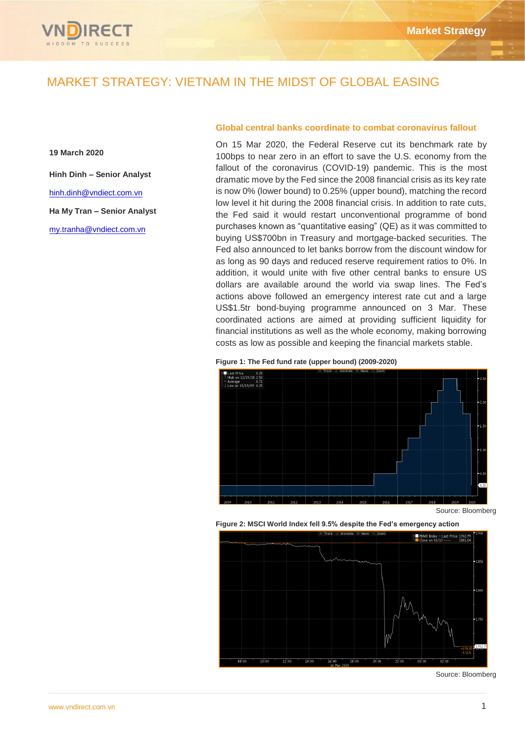# MARKET STRATEGY: VIETNAM IN THE MIDST OF GLOBAL EASING

**19 March 2020**

**Hinh Dinh – Senior Analyst**

hinh.dinh@vndirect.com.vn

**Ha My Tran – Senior Analyst**

my.tranha@vndiect.com.vn

## Global central banks coordinate to combat coronavirus fallout

On 15 Mar 2020, the Federal Reserve cut its benchmark rate by 100bps to near zero in an effort to save the U.S. economy from the fallout of the coronavirus (COVID-19) pandemic. This is the most dramatic move by the Fed since the 2008 financial crisis as its key rate is now 0% (lower bound) to 0.25% (upper bound), matching the record low level it hit during the 2008 financial crisis. In addition to rate cuts, the Fed said it would restart unconventional programme of bond purchases known as "quantitative easing" (QE) as it was committed to buying US$700bn in Treasury and mortgage-backed securities. The Fed also announced to let banks borrow from the discount window for as long as 90 days and reduced reserve requirement ratios to 0%. In addition, it would unite with five other central banks to ensure US dollars are available around the world via swap lines. The Fed's actions above followed an emergency interest rate cut and a large US$1.5tr bond-buying programme announced on 3 Mar. These coordinated actions are aimed at providing sufficient liquidity for financial institutions as well as the whole economy, making borrowing costs as low as possible and keeping the financial markets stable.

**Figure 1: The Fed fund rate (upper bound) (2009-2020)**

Last Price 0.25
High on 12/19/18 2.50
Average 0.71
Low on 03/19/09 0.25

2009 2010 2011 2012 2013 2014 2015 2016 2017 2018 2019 2020

2.50 2.00 1.50 1.00 0.50 0.25

Source: Bloomberg

**Figure 2: MSCI World Index fell 9.5% despite the Fed's emergency action**

MXWO Index - Last Price 1702.79
Close on 03/13 1881.64

1900 1850 1800 1750 1702.79

-178.85
-9.51%

08:00 10:00 12:00 14:00 16:00 18:00 20:00 22:00 00:00 02:00
16 Mar 2020

Source: Bloomberg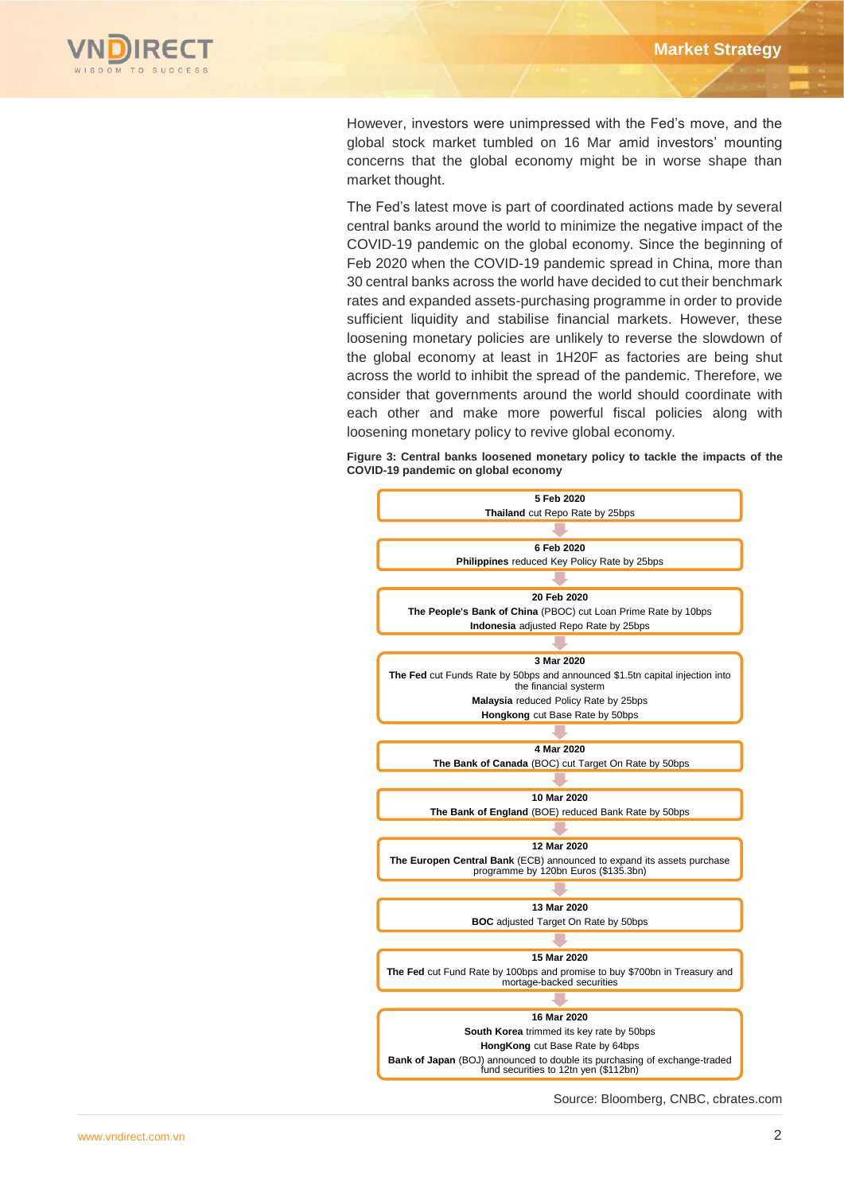However, investors were unimpressed with the Fed's move, and the global stock market tumbled on 16 Mar amid investors' mounting concerns that the global economy might be in worse shape than market thought.

The Fed's latest move is part of coordinated actions made by several central banks around the world to minimize the negative impact of the COVID-19 pandemic on the global economy. Since the beginning of Feb 2020 when the COVID-19 pandemic spread in China, more than 30 central banks across the world have decided to cut their benchmark rates and expanded assets-purchasing programme in order to provide sufficient liquidity and stabilise financial markets. However, these loosening monetary policies are unlikely to reverse the slowdown of the global economy at least in 1H20F as factories are being shut across the world to inhibit the spread of the pandemic. Therefore, we consider that governments around the world should coordinate with each other and make more powerful fiscal policies along with loosening monetary policy to revive global economy.

**Figure 3: Central banks loosened monetary policy to tackle the impacts of the COVID-19 pandemic on global economy**

**5 Feb 2020**
**Thailand** cut Repo Rate by 25bps

**6 Feb 2020**
**Philippines** reduced Key Policy Rate by 25bps

**20 Feb 2020**
**The People's Bank of China** (PBOC) cut Loan Prime Rate by 10bps
**Indonesia** adjusted Repo Rate by 25bps

**3 Mar 2020**
**The Fed** cut Funds Rate by 50bps and announced $1.5tn capital injection into the financial systerm
**Malaysia** reduced Policy Rate by 25bps
**Hongkong** cut Base Rate by 50bps

**4 Mar 2020**
**The Bank of Canada** (BOC) cut Target On Rate by 50bps

**10 Mar 2020**
**The Bank of England** (BOE) reduced Bank Rate by 50bps

**12 Mar 2020**
**The Europen Central Bank** (ECB) announced to expand its assets purchase programme by 120bn Euros ($135.3bn)

**13 Mar 2020**
**BOC** adjusted Target On Rate by 50bps

**15 Mar 2020**
**The Fed** cut Fund Rate by 100bps and promise to buy $700bn in Treasury and mortage-backed securities

**16 Mar 2020**
**South Korea** trimmed its key rate by 50bps
**HongKong** cut Base Rate by 64bps
**Bank of Japan** (BOJ) announced to double its purchasing of exchange-traded fund securities to 12tn yen ($112bn)

Source: Bloomberg, CNBC, cbrates.com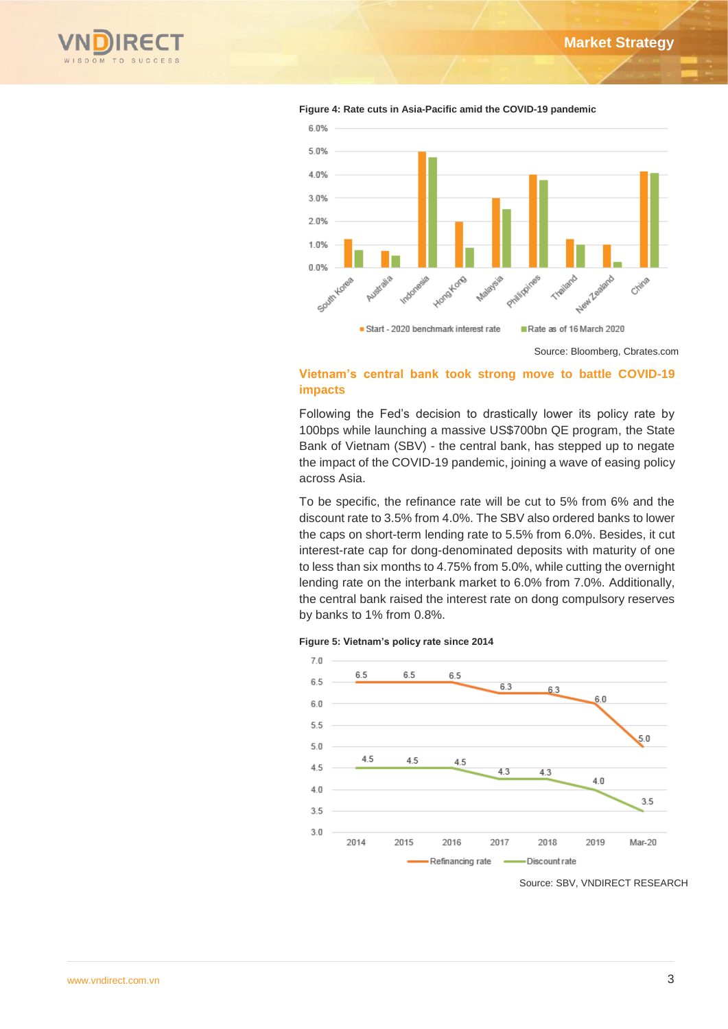**Figure 4: Rate cuts in Asia-Pacific amid the COVID-19 pandemic**

6.0%
5.0%
4.0%
3.0%
2.0%
1.0%
0.0%

South Korea
Australia
Indonesia
Hong Kong
Malaysia
Phillippines
Thailand
New Zealand
China

Start - 2020 benchmark interest rate
Rate as of 16 March 2020

Source: Bloomberg, Cbrates.com

## Vietnam's central bank took strong move to battle COVID-19 impacts

Following the Fed's decision to drastically lower its policy rate by 100bps while launching a massive US$700bn QE program, the State Bank of Vietnam (SBV) - the central bank, has stepped up to negate the impact of the COVID-19 pandemic, joining a wave of easing policy across Asia.

To be specific, the refinance rate will be cut to 5% from 6% and the discount rate to 3.5% from 4.0%. The SBV also ordered banks to lower the caps on short-term lending rate to 5.5% from 6.0%. Besides, it cut interest-rate cap for dong-denominated deposits with maturity of one to less than six months to 4.75% from 5.0%, while cutting the overnight lending rate on the interbank market to 6.0% from 7.0%. Additionally, the central bank raised the interest rate on dong compulsory reserves by banks to 1% from 0.8%.

**Figure 5: Vietnam's policy rate since 2014**

7.0
6.5
6.0
5.5
5.0
4.5
4.0
3.5
3.0

6.5 6.5 6.5 6.3 6.3 6.0 5.0
4.5 4.5 4.5 4.3 4.3 4.0 3.5

2014 2015 2016 2017 2018 2019 Mar-20

Refinancing rate
Discount rate

Source: SBV, VNDIRECT RESEARCH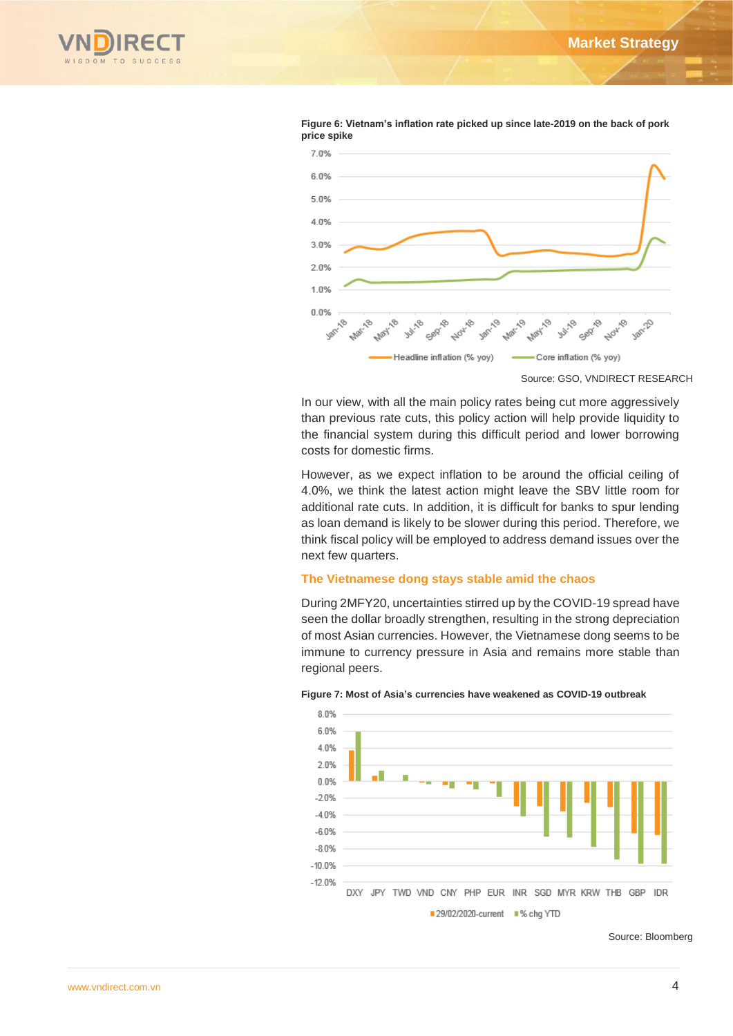**Figure 6: Vietnam's inflation rate picked up since late-2019 on the back of pork price spike**

7.0%
6.0%
5.0%
4.0%
3.0%
2.0%
1.0%
0.0%

Jan-18 Mar-18 May-18 Jul-18 Sep-18 Nov-18 Jan-19 Mar-19 May-19 Jul-19 Sep-19 Nov-19 Jan-20

Headline inflation (% yoy)   Core inflation (% yoy)

Source: GSO, VNDIRECT RESEARCH

In our view, with all the main policy rates being cut more aggressively than previous rate cuts, this policy action will help provide liquidity to the financial system during this difficult period and lower borrowing costs for domestic firms.

However, as we expect inflation to be around the official ceiling of 4.0%, we think the latest action might leave the SBV little room for additional rate cuts. In addition, it is difficult for banks to spur lending as loan demand is likely to be slower during this period. Therefore, we think fiscal policy will be employed to address demand issues over the next few quarters.

## The Vietnamese dong stays stable amid the chaos

During 2MFY20, uncertainties stirred up by the COVID-19 spread have seen the dollar broadly strengthen, resulting in the strong depreciation of most Asian currencies. However, the Vietnamese dong seems to be immune to currency pressure in Asia and remains more stable than regional peers.

**Figure 7: Most of Asia's currencies have weakened as COVID-19 outbreak**

8.0%
6.0%
4.0%
2.0%
0.0%
-2.0%
-4.0%
-6.0%
-8.0%
-10.0%
-12.0%

DXY JPY TWD VND CNY PHP EUR INR SGD MYR KRW THB GBP IDR

29/02/2020-current   % chg YTD

Source: Bloomberg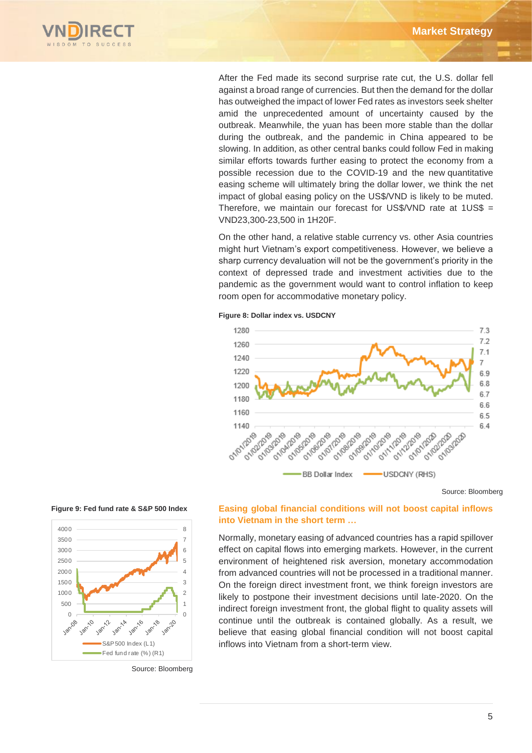After the Fed made its second surprise rate cut, the U.S. dollar fell against a broad range of currencies. But then the demand for the dollar has outweighed the impact of lower Fed rates as investors seek shelter amid the unprecedented amount of uncertainty caused by the outbreak. Meanwhile, the yuan has been more stable than the dollar during the outbreak, and the pandemic in China appeared to be slowing. In addition, as other central banks could follow Fed in making similar efforts towards further easing to protect the economy from a possible recession due to the COVID-19 and the new quantitative easing scheme will ultimately bring the dollar lower, we think the net impact of global easing policy on the US$/VND is likely to be muted. Therefore, we maintain our forecast for US$/VND rate at 1US$ = VND23,300-23,500 in 1H20F.

On the other hand, a relative stable currency vs. other Asia countries might hurt Vietnam's export competitiveness. However, we believe a sharp currency devaluation will not be the government's priority in the context of depressed trade and investment activities due to the pandemic as the government would want to control inflation to keep room open for accommodative monetary policy.

**Figure 8: Dollar index vs. USDCNY**

Source: Bloomberg

**Figure 9: Fed fund rate & S&P 500 Index**

Source: Bloomberg

## Easing global financial conditions will not boost capital inflows into Vietnam in the short term …

Normally, monetary easing of advanced countries has a rapid spillover effect on capital flows into emerging markets. However, in the current environment of heightened risk aversion, monetary accommodation from advanced countries will not be processed in a traditional manner. On the foreign direct investment front, we think foreign investors are likely to postpone their investment decisions until late-2020. On the indirect foreign investment front, the global flight to quality assets will continue until the outbreak is contained globally. As a result, we believe that easing global financial condition will not boost capital inflows into Vietnam from a short-term view.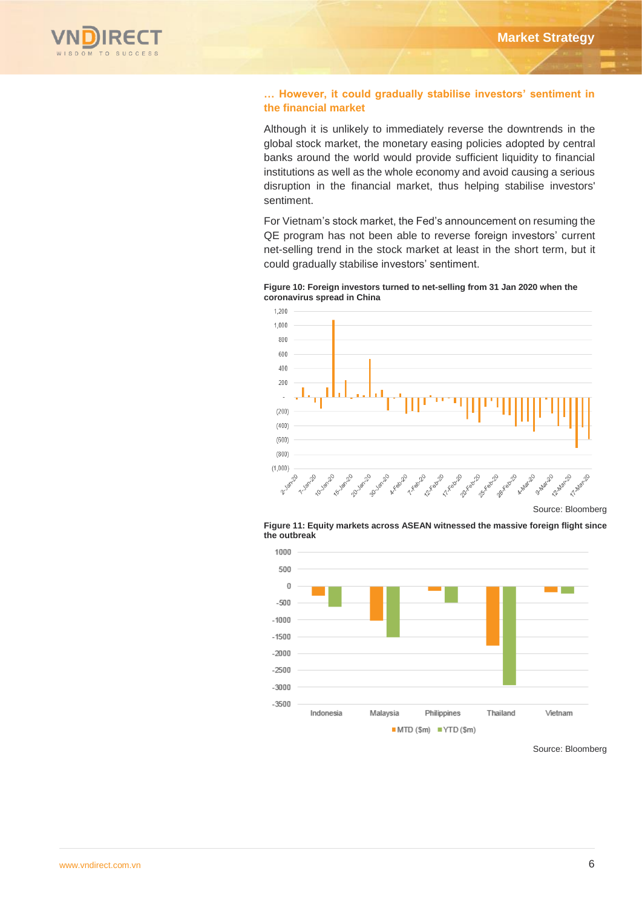### … However, it could gradually stabilise investors' sentiment in the financial market

Although it is unlikely to immediately reverse the downtrends in the global stock market, the monetary easing policies adopted by central banks around the world would provide sufficient liquidity to financial institutions as well as the whole economy and avoid causing a serious disruption in the financial market, thus helping stabilise investors' sentiment.

For Vietnam's stock market, the Fed's announcement on resuming the QE program has not been able to reverse foreign investors' current net-selling trend in the stock market at least in the short term, but it could gradually stabilise investors' sentiment.

**Figure 10: Foreign investors turned to net-selling from 31 Jan 2020 when the coronavirus spread in China**

1,200
1,000
800
600
400
200
-
(200)
(400)
(600)
(800)
(1,000)

2-Jan-20, 7-Jan-20, 10-Jan-20, 15-Jan-20, 20-Jan-20, 30-Jan-20, 4-Feb-20, 7-Feb-20, 12-Feb-20, 17-Feb-20, 20-Feb-20, 25-Feb-20, 28-Feb-20, 4-Mar-20, 9-Mar-20, 12-Mar-20, 17-Mar-20

Source: Bloomberg

**Figure 11: Equity markets across ASEAN witnessed the massive foreign flight since the outbreak**

1000
500
0
-500
-1000
-1500
-2000
-2500
-3000
-3500

Indonesia, Malaysia, Philippines, Thailand, Vietnam

MTD ($m) YTD ($m)

Source: Bloomberg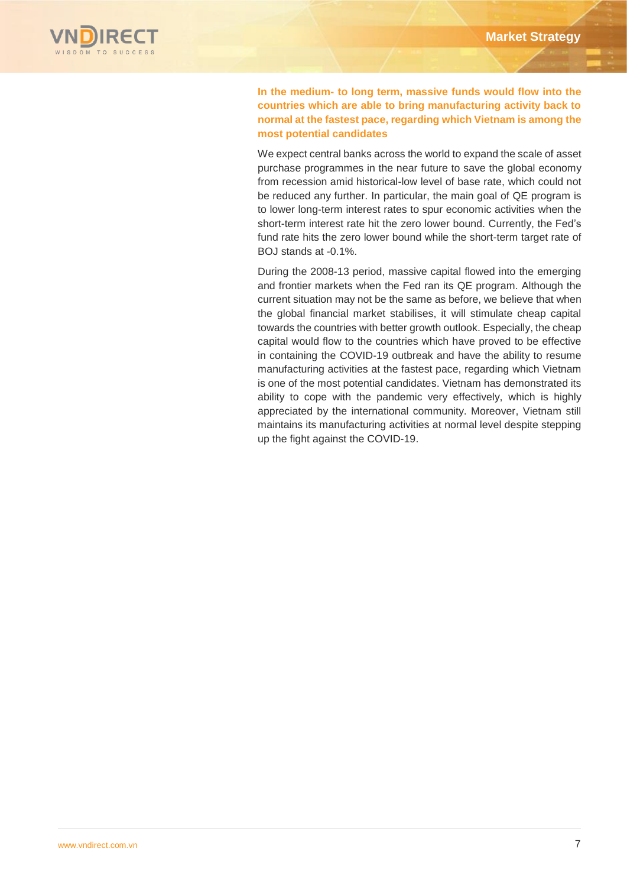**In the medium- to long term, massive funds would flow into the countries which are able to bring manufacturing activity back to normal at the fastest pace, regarding which Vietnam is among the most potential candidates**

We expect central banks across the world to expand the scale of asset purchase programmes in the near future to save the global economy from recession amid historical-low level of base rate, which could not be reduced any further. In particular, the main goal of QE program is to lower long-term interest rates to spur economic activities when the short-term interest rate hit the zero lower bound. Currently, the Fed's fund rate hits the zero lower bound while the short-term target rate of BOJ stands at -0.1%.

During the 2008-13 period, massive capital flowed into the emerging and frontier markets when the Fed ran its QE program. Although the current situation may not be the same as before, we believe that when the global financial market stabilises, it will stimulate cheap capital towards the countries with better growth outlook. Especially, the cheap capital would flow to the countries which have proved to be effective in containing the COVID-19 outbreak and have the ability to resume manufacturing activities at the fastest pace, regarding which Vietnam is one of the most potential candidates. Vietnam has demonstrated its ability to cope with the pandemic very effectively, which is highly appreciated by the international community. Moreover, Vietnam still maintains its manufacturing activities at normal level despite stepping up the fight against the COVID-19.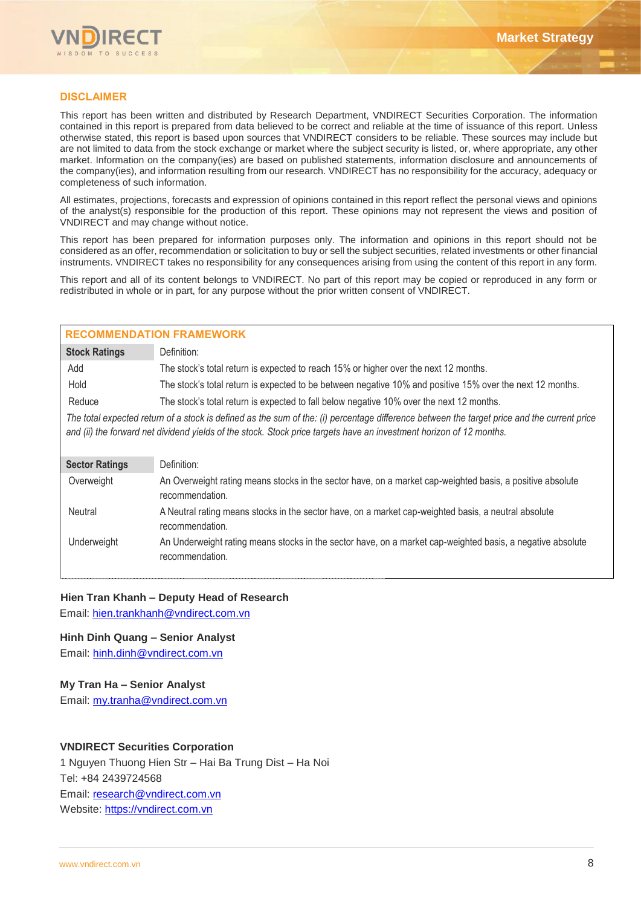## DISCLAIMER

This report has been written and distributed by Research Department, VNDIRECT Securities Corporation. The information contained in this report is prepared from data believed to be correct and reliable at the time of issuance of this report. Unless otherwise stated, this report is based upon sources that VNDIRECT considers to be reliable. These sources may include but are not limited to data from the stock exchange or market where the subject security is listed, or, where appropriate, any other market. Information on the company(ies) are based on published statements, information disclosure and announcements of the company(ies), and information resulting from our research. VNDIRECT has no responsibility for the accuracy, adequacy or completeness of such information.

All estimates, projections, forecasts and expression of opinions contained in this report reflect the personal views and opinions of the analyst(s) responsible for the production of this report. These opinions may not represent the views and position of VNDIRECT and may change without notice.

This report has been prepared for information purposes only. The information and opinions in this report should not be considered as an offer, recommendation or solicitation to buy or sell the subject securities, related investments or other financial instruments. VNDIRECT takes no responsibility for any consequences arising from using the content of this report in any form.

This report and all of its content belongs to VNDIRECT. No part of this report may be copied or reproduced in any form or redistributed in whole or in part, for any purpose without the prior written consent of VNDIRECT.

### RECOMMENDATION FRAMEWORK

| Stock Ratings | Definition: |
|---|---|
| Add | The stock's total return is expected to reach 15% or higher over the next 12 months. |
| Hold | The stock's total return is expected to be between negative 10% and positive 15% over the next 12 months. |
| Reduce | The stock's total return is expected to fall below negative 10% over the next 12 months. |

*The total expected return of a stock is defined as the sum of the: (i) percentage difference between the target price and the current price and (ii) the forward net dividend yields of the stock. Stock price targets have an investment horizon of 12 months.*

| Sector Ratings | Definition: |
|---|---|
| Overweight | An Overweight rating means stocks in the sector have, on a market cap-weighted basis, a positive absolute recommendation. |
| Neutral | A Neutral rating means stocks in the sector have, on a market cap-weighted basis, a neutral absolute recommendation. |
| Underweight | An Underweight rating means stocks in the sector have, on a market cap-weighted basis, a negative absolute recommendation. |

**Hien Tran Khanh – Deputy Head of Research**
Email: hien.trankhanh@vndirect.com.vn

**Hinh Dinh Quang – Senior Analyst**
Email: hinh.dinh@vndirect.com.vn

**My Tran Ha – Senior Analyst**
Email: my.tranha@vndirect.com.vn

**VNDIRECT Securities Corporation**
1 Nguyen Thuong Hien Str – Hai Ba Trung Dist – Ha Noi
Tel: +84 2439724568
Email: research@vndirect.com.vn
Website: https://vndirect.com.vn